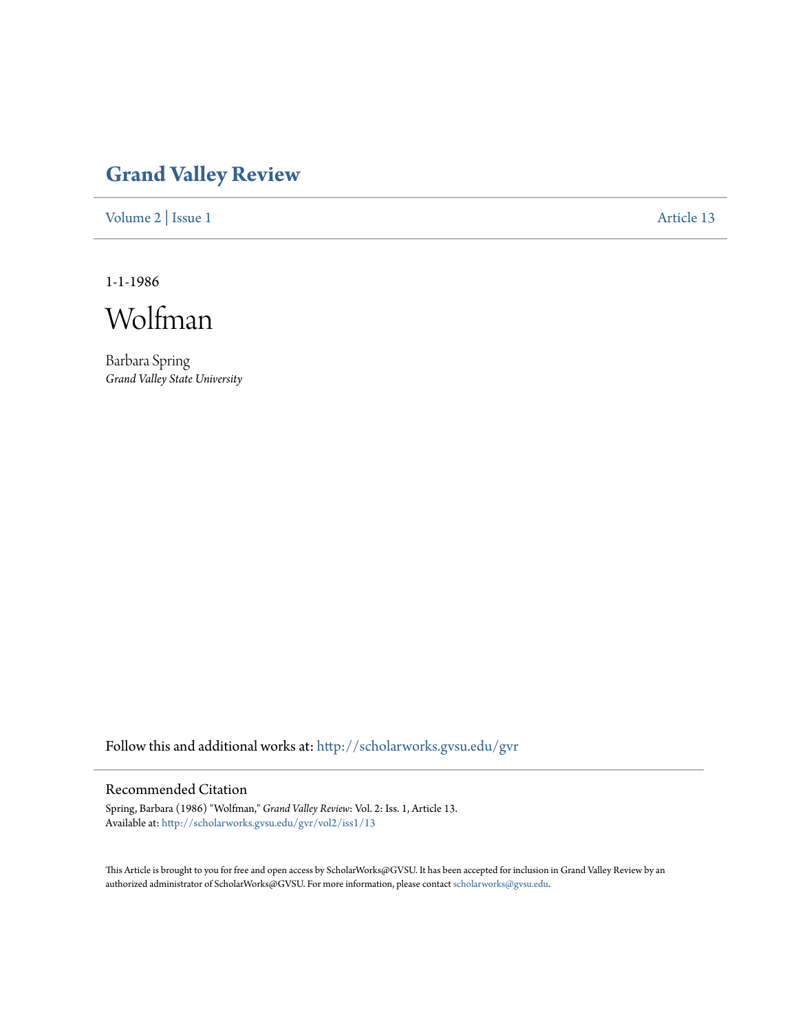# Grand Valley Review

Volume 2 | Issue 1 Article 13

1-1-1986

# Wolfman

Barbara Spring
*Grand Valley State University*

Follow this and additional works at: http://scholarworks.gvsu.edu/gvr

## Recommended Citation

Spring, Barbara (1986) "Wolfman," *Grand Valley Review*: Vol. 2: Iss. 1, Article 13.
Available at: http://scholarworks.gvsu.edu/gvr/vol2/iss1/13

This Article is brought to you for free and open access by ScholarWorks@GVSU. It has been accepted for inclusion in Grand Valley Review by an authorized administrator of ScholarWorks@GVSU. For more information, please contact scholarworks@gvsu.edu.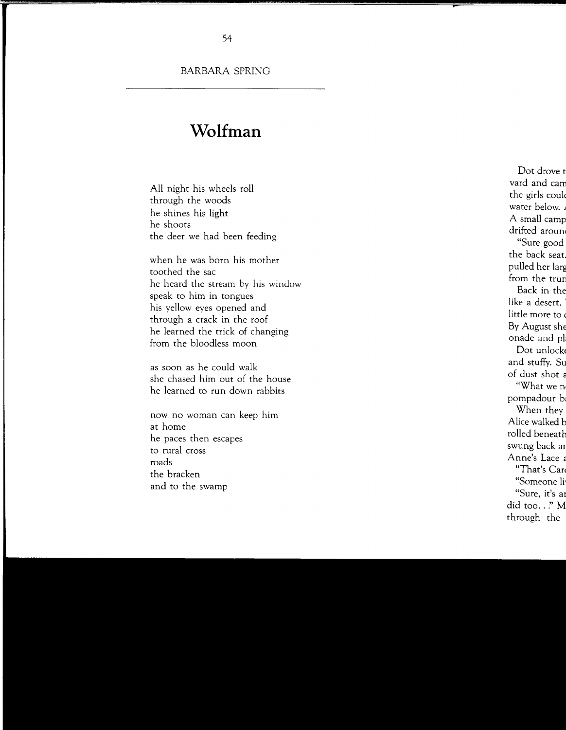BARBARA SPRING

# Wolfman

All night his wheels roll  
through the woods  
he shines his light  
he shoots  
the deer we had been feeding

when he was born his mother  
toothed the sac  
he heard the stream by his window  
speak to him in tongues  
his yellow eyes opened and  
through a crack in the roof  
he learned the trick of changing  
from the bloodless moon

as soon as he could walk  
she chased him out of the house  
he learned to run down rabbits

now no woman can keep him  
at home  
he paces then escapes  
to rural cross  
roads  
the bracken  
and to the swamp